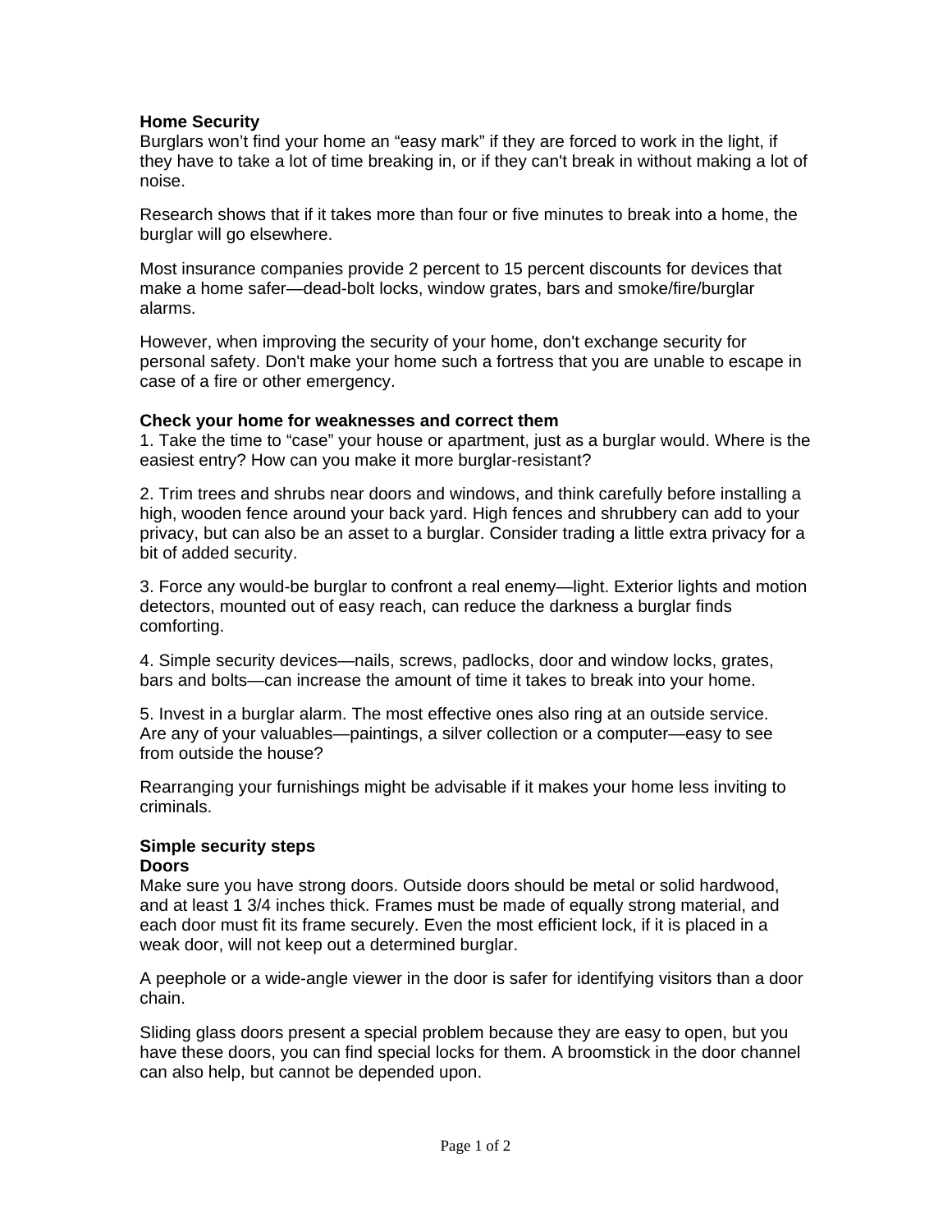## Home Security

Burglars won't find your home an "easy mark" if they are forced to work in the light, if they have to take a lot of time breaking in, or if they can't break in without making a lot of noise.

Research shows that if it takes more than four or five minutes to break into a home, the burglar will go elsewhere.

Most insurance companies provide 2 percent to 15 percent discounts for devices that make a home safer—dead-bolt locks, window grates, bars and smoke/fire/burglar alarms.

However, when improving the security of your home, don't exchange security for personal safety. Don't make your home such a fortress that you are unable to escape in case of a fire or other emergency.

### Check your home for weaknesses and correct them

1. Take the time to "case" your house or apartment, just as a burglar would. Where is the easiest entry? How can you make it more burglar-resistant?

2. Trim trees and shrubs near doors and windows, and think carefully before installing a high, wooden fence around your back yard. High fences and shrubbery can add to your privacy, but can also be an asset to a burglar. Consider trading a little extra privacy for a bit of added security.

3. Force any would-be burglar to confront a real enemy—light. Exterior lights and motion detectors, mounted out of easy reach, can reduce the darkness a burglar finds comforting.

4. Simple security devices—nails, screws, padlocks, door and window locks, grates, bars and bolts—can increase the amount of time it takes to break into your home.

5. Invest in a burglar alarm. The most effective ones also ring at an outside service. Are any of your valuables—paintings, a silver collection or a computer—easy to see from outside the house?

Rearranging your furnishings might be advisable if it makes your home less inviting to criminals.

### Simple security steps

#### Doors

Make sure you have strong doors. Outside doors should be metal or solid hardwood, and at least 1 3/4 inches thick. Frames must be made of equally strong material, and each door must fit its frame securely. Even the most efficient lock, if it is placed in a weak door, will not keep out a determined burglar.

A peephole or a wide-angle viewer in the door is safer for identifying visitors than a door chain.

Sliding glass doors present a special problem because they are easy to open, but you have these doors, you can find special locks for them. A broomstick in the door channel can also help, but cannot be depended upon.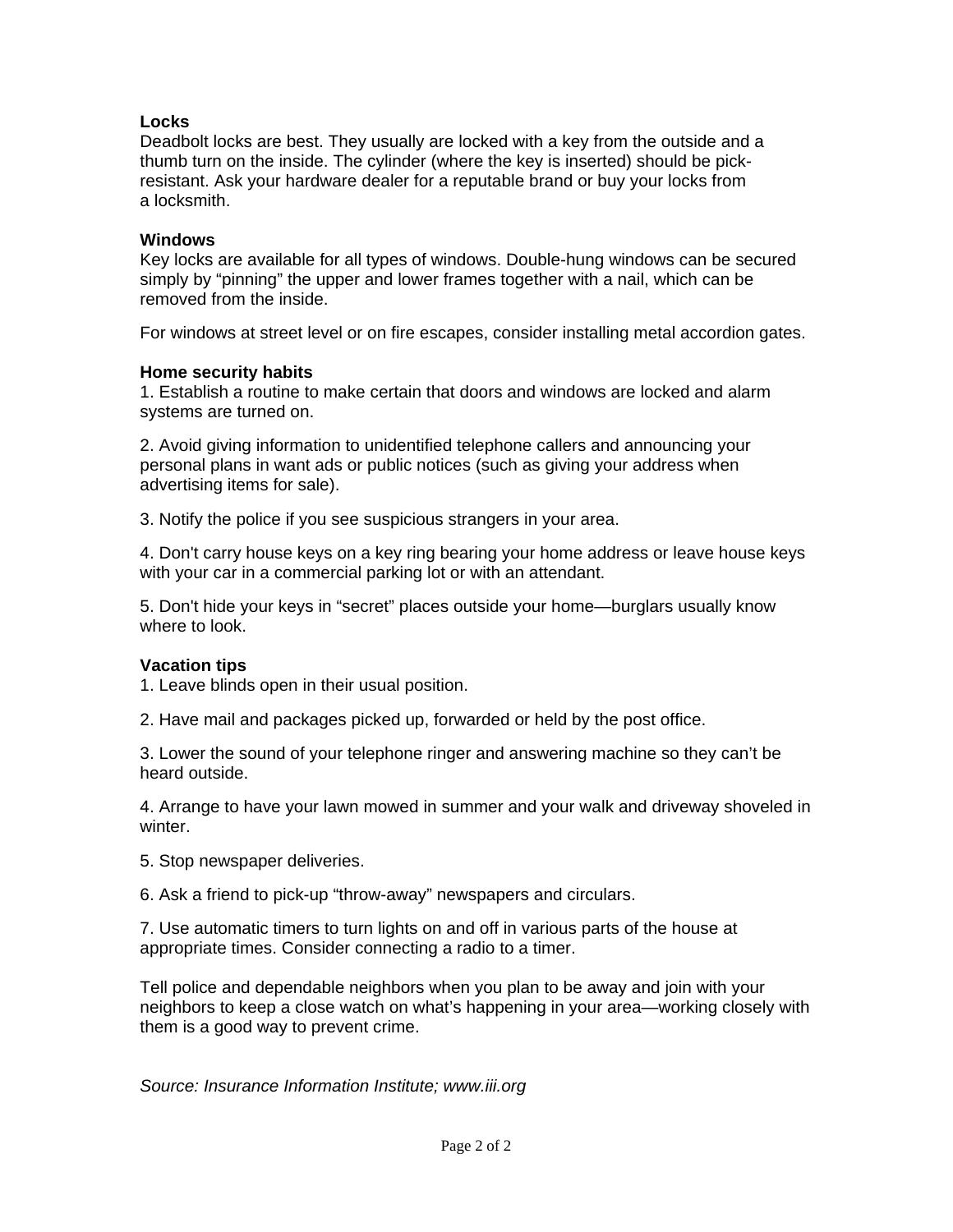**Locks**

Deadbolt locks are best. They usually are locked with a key from the outside and a thumb turn on the inside. The cylinder (where the key is inserted) should be pick-resistant. Ask your hardware dealer for a reputable brand or buy your locks from a locksmith.

**Windows**

Key locks are available for all types of windows. Double-hung windows can be secured simply by “pinning” the upper and lower frames together with a nail, which can be removed from the inside.

For windows at street level or on fire escapes, consider installing metal accordion gates.

**Home security habits**

1. Establish a routine to make certain that doors and windows are locked and alarm systems are turned on.

2. Avoid giving information to unidentified telephone callers and announcing your personal plans in want ads or public notices (such as giving your address when advertising items for sale).

3. Notify the police if you see suspicious strangers in your area.

4. Don't carry house keys on a key ring bearing your home address or leave house keys with your car in a commercial parking lot or with an attendant.

5. Don't hide your keys in “secret” places outside your home—burglars usually know where to look.

**Vacation tips**

1. Leave blinds open in their usual position.

2. Have mail and packages picked up, forwarded or held by the post office.

3. Lower the sound of your telephone ringer and answering machine so they can’t be heard outside.

4. Arrange to have your lawn mowed in summer and your walk and driveway shoveled in winter.

5. Stop newspaper deliveries.

6. Ask a friend to pick-up “throw-away” newspapers and circulars.

7. Use automatic timers to turn lights on and off in various parts of the house at appropriate times. Consider connecting a radio to a timer.

Tell police and dependable neighbors when you plan to be away and join with your neighbors to keep a close watch on what’s happening in your area—working closely with them is a good way to prevent crime.

*Source: Insurance Information Institute; www.iii.org*